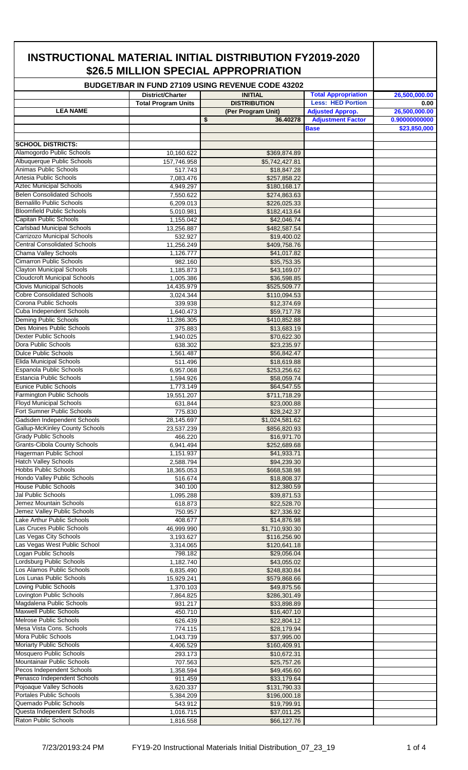# INSTRUCTIONAL MATERIAL INITIAL DISTRIBUTION FY2019-2020

## $26.5 MILLION SPECIAL APPROPRIATION

### BUDGET/BAR IN FUND 27109 USING REVENUE CODE 43202

| LEA NAME | District/Charter Total Program Units | INITIAL DISTRIBUTION (Per Program Unit) | Total Appropriation | 26,500,000.00 |
|---|---|---|---|---|
| | | | Less: HED Portion | 0.00 |
| | | | Adjusted Approp. | 26,500,000.00 |
| | | $ 36.40278 | Adjustment Factor | 0.90000000000 |
| | | | Base | $23,850,000 |
| **SCHOOL DISTRICTS:** | | | | |
| Alamogordo Public Schools | 10,160.622 | $369,874.89 | | |
| Albuquerque Public Schools | 157,746.958 | $5,742,427.81 | | |
| Animas Public Schools | 517.743 | $18,847.28 | | |
| Artesia Public Schools | 7,083.476 | $257,858.22 | | |
| Aztec Municipal Schools | 4,949.297 | $180,168.17 | | |
| Belen Consolidated Schools | 7,550.622 | $274,863.63 | | |
| Bernalillo Public Schools | 6,209.013 | $226,025.33 | | |
| Bloomfield Public Schools | 5,010.981 | $182,413.64 | | |
| Capitan Public Schools | 1,155.042 | $42,046.74 | | |
| Carlsbad Municipal Schools | 13,256.887 | $482,587.54 | | |
| Carrizozo Municipal Schools | 532.927 | $19,400.02 | | |
| Central Consolidated Schools | 11,256.249 | $409,758.76 | | |
| Chama Valley Schools | 1,126.777 | $41,017.82 | | |
| Cimarron Public Schools | 982.160 | $35,753.35 | | |
| Clayton Municipal Schools | 1,185.873 | $43,169.07 | | |
| Cloudcroft Municipal Schools | 1,005.386 | $36,598.85 | | |
| Clovis Municipal Schools | 14,435.979 | $525,509.77 | | |
| Cobre Consolidated Schools | 3,024.344 | $110,094.53 | | |
| Corona Public Schools | 339.938 | $12,374.69 | | |
| Cuba Independent Schools | 1,640.473 | $59,717.78 | | |
| Deming Public Schools | 11,286.305 | $410,852.88 | | |
| Des Moines Public Schools | 375.883 | $13,683.19 | | |
| Dexter Public Schools | 1,940.025 | $70,622.30 | | |
| Dora Public Schools | 638.302 | $23,235.97 | | |
| Dulce Public Schools | 1,561.487 | $56,842.47 | | |
| Elida Municipal Schools | 511.496 | $18,619.88 | | |
| Espanola Public Schools | 6,957.068 | $253,256.62 | | |
| Estancia Public Schools | 1,594.926 | $58,059.74 | | |
| Eunice Public Schools | 1,773.149 | $64,547.55 | | |
| Farmington Public Schools | 19,551.207 | $711,718.29 | | |
| Floyd Municipal Schools | 631.844 | $23,000.88 | | |
| Fort Sumner Public Schools | 775.830 | $28,242.37 | | |
| Gadsden Independent Schools | 28,145.697 | $1,024,581.62 | | |
| Gallup-McKinley County Schools | 23,537.239 | $856,820.93 | | |
| Grady Public Schools | 466.220 | $16,971.70 | | |
| Grants-Cibola County Schools | 6,941.494 | $252,689.68 | | |
| Hagerman Public School | 1,151.937 | $41,933.71 | | |
| Hatch Valley Schools | 2,588.794 | $94,239.30 | | |
| Hobbs Public Schools | 18,365.053 | $668,538.98 | | |
| Hondo Valley Public Schools | 516.674 | $18,808.37 | | |
| House Public Schools | 340.100 | $12,380.59 | | |
| Jal Public Schools | 1,095.288 | $39,871.53 | | |
| Jemez Mountain Schools | 618.873 | $22,528.70 | | |
| Jemez Valley Public Schools | 750.957 | $27,336.92 | | |
| Lake Arthur Public Schools | 408.677 | $14,876.98 | | |
| Las Cruces Public Schools | 46,999.990 | $1,710,930.30 | | |
| Las Vegas City Schools | 3,193.627 | $116,256.90 | | |
| Las Vegas West Public School | 3,314.065 | $120,641.18 | | |
| Logan Public Schools | 798.182 | $29,056.04 | | |
| Lordsburg Public Schools | 1,182.740 | $43,055.02 | | |
| Los Alamos Public Schools | 6,835.490 | $248,830.84 | | |
| Los Lunas Public Schools | 15,929.241 | $579,868.66 | | |
| Loving Public Schools | 1,370.103 | $49,875.56 | | |
| Lovington Public Schools | 7,864.825 | $286,301.49 | | |
| Magdalena Public Schools | 931.217 | $33,898.89 | | |
| Maxwell Public Schools | 450.710 | $16,407.10 | | |
| Melrose Public Schools | 626.439 | $22,804.12 | | |
| Mesa Vista Cons. Schools | 774.115 | $28,179.94 | | |
| Mora Public Schools | 1,043.739 | $37,995.00 | | |
| Moriarty Public Schools | 4,406.529 | $160,409.91 | | |
| Mosquero Public Schools | 293.173 | $10,672.31 | | |
| Mountainair Public Schools | 707.563 | $25,757.26 | | |
| Pecos Independent Schools | 1,358.594 | $49,456.60 | | |
| Penasco Independent Schools | 911.459 | $33,179.64 | | |
| Pojoaque Valley Schools | 3,620.337 | $131,790.33 | | |
| Portales Public Schools | 5,384.209 | $196,000.18 | | |
| Quemado Public Schools | 543.912 | $19,799.91 | | |
| Questa Independent Schools | 1,016.715 | $37,011.25 | | |
| Raton Public Schools | 1,816.558 | $66,127.76 | | |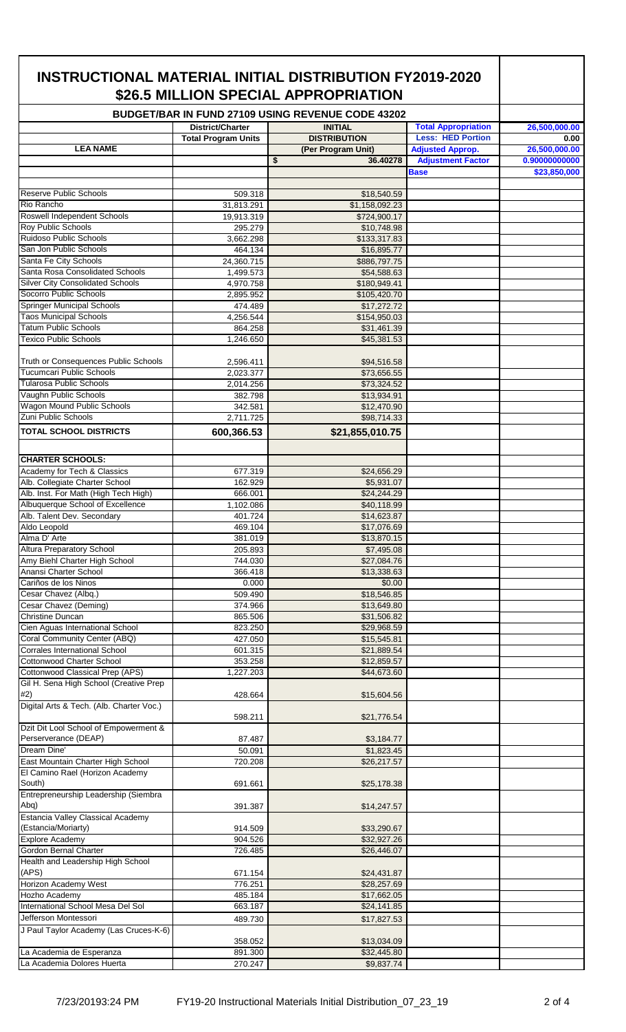# INSTRUCTIONAL MATERIAL INITIAL DISTRIBUTION FY2019-2020
## $26.5 MILLION SPECIAL APPROPRIATION

### BUDGET/BAR IN FUND 27109 USING REVENUE CODE 43202

| LEA NAME | District/Charter Total Program Units | INITIAL DISTRIBUTION (Per Program Unit) | | |
|---|---|---|---|---|
| | | | Total Appropriation | 26,500,000.00 |
| | | | Less: HED Portion | 0.00 |
| | | | Adjusted Approp. | 26,500,000.00 |
| | | $ 36.40278 | Adjustment Factor | 0.90000000000 |
| | | | Base | $23,850,000 |
| Reserve Public Schools | 509.318 | $18,540.59 | | |
| Rio Rancho | 31,813.291 | $1,158,092.23 | | |
| Roswell Independent Schools | 19,913.319 | $724,900.17 | | |
| Roy Public Schools | 295.279 | $10,748.98 | | |
| Ruidoso Public Schools | 3,662.298 | $133,317.83 | | |
| San Jon Public Schools | 464.134 | $16,895.77 | | |
| Santa Fe City Schools | 24,360.715 | $886,797.75 | | |
| Santa Rosa Consolidated Schools | 1,499.573 | $54,588.63 | | |
| Silver City Consolidated Schools | 4,970.758 | $180,949.41 | | |
| Socorro Public Schools | 2,895.952 | $105,420.70 | | |
| Springer Municipal Schools | 474.489 | $17,272.72 | | |
| Taos Municipal Schools | 4,256.544 | $154,950.03 | | |
| Tatum Public Schools | 864.258 | $31,461.39 | | |
| Texico Public Schools | 1,246.650 | $45,381.53 | | |
| Truth or Consequences Public Schools | 2,596.411 | $94,516.58 | | |
| Tucumcari Public Schools | 2,023.377 | $73,656.55 | | |
| Tularosa Public Schools | 2,014.256 | $73,324.52 | | |
| Vaughn Public Schools | 382.798 | $13,934.91 | | |
| Wagon Mound Public Schools | 342.581 | $12,470.90 | | |
| Zuni Public Schools | 2,711.725 | $98,714.33 | | |
| **TOTAL SCHOOL DISTRICTS** | **600,366.53** | **$21,855,010.75** | | |
| | | | | |
| **CHARTER SCHOOLS:** | | | | |
| Academy for Tech & Classics | 677.319 | $24,656.29 | | |
| Alb. Collegiate Charter School | 162.929 | $5,931.07 | | |
| Alb. Inst. For Math (High Tech High) | 666.001 | $24,244.29 | | |
| Albuquerque School of Excellence | 1,102.086 | $40,118.99 | | |
| Alb. Talent Dev. Secondary | 401.724 | $14,623.87 | | |
| Aldo Leopold | 469.104 | $17,076.69 | | |
| Alma D' Arte | 381.019 | $13,870.15 | | |
| Altura Preparatory School | 205.893 | $7,495.08 | | |
| Amy Biehl Charter High School | 744.030 | $27,084.76 | | |
| Anansi Charter School | 366.418 | $13,338.63 | | |
| Cariños de los Ninos | 0.000 | $0.00 | | |
| Cesar Chavez (Albq.) | 509.490 | $18,546.85 | | |
| Cesar Chavez (Deming) | 374.966 | $13,649.80 | | |
| Christine Duncan | 865.506 | $31,506.82 | | |
| Cien Aguas International School | 823.250 | $29,968.59 | | |
| Coral Community Center (ABQ) | 427.050 | $15,545.81 | | |
| Corrales International School | 601.315 | $21,889.54 | | |
| Cottonwood Charter School | 353.258 | $12,859.57 | | |
| Cottonwood Classical Prep (APS) | 1,227.203 | $44,673.60 | | |
| Gil H. Sena High School (Creative Prep #2) | 428.664 | $15,604.56 | | |
| Digital Arts & Tech. (Alb. Charter Voc.) | 598.211 | $21,776.54 | | |
| Dzit Dit Lool School of Empowerment & Perserverance (DEAP) | 87.487 | $3,184.77 | | |
| Dream Dine' | 50.091 | $1,823.45 | | |
| East Mountain Charter High School | 720.208 | $26,217.57 | | |
| El Camino Rael (Horizon Academy South) | 691.661 | $25,178.38 | | |
| Entrepreneurship Leadership (Siembra Abq) | 391.387 | $14,247.57 | | |
| Estancia Valley Classical Academy (Estancia/Moriarty) | 914.509 | $33,290.67 | | |
| Explore Academy | 904.526 | $32,927.26 | | |
| Gordon Bernal Charter | 726.485 | $26,446.07 | | |
| Health and Leadership High School (APS) | 671.154 | $24,431.87 | | |
| Horizon Academy West | 776.251 | $28,257.69 | | |
| Hozho Academy | 485.184 | $17,662.05 | | |
| International School Mesa Del Sol | 663.187 | $24,141.85 | | |
| Jefferson Montessori | 489.730 | $17,827.53 | | |
| J Paul Taylor Academy (Las Cruces-K-6) | 358.052 | $13,034.09 | | |
| La Academia de Esperanza | 891.300 | $32,445.80 | | |
| La Academia Dolores Huerta | 270.247 | $9,837.74 | | |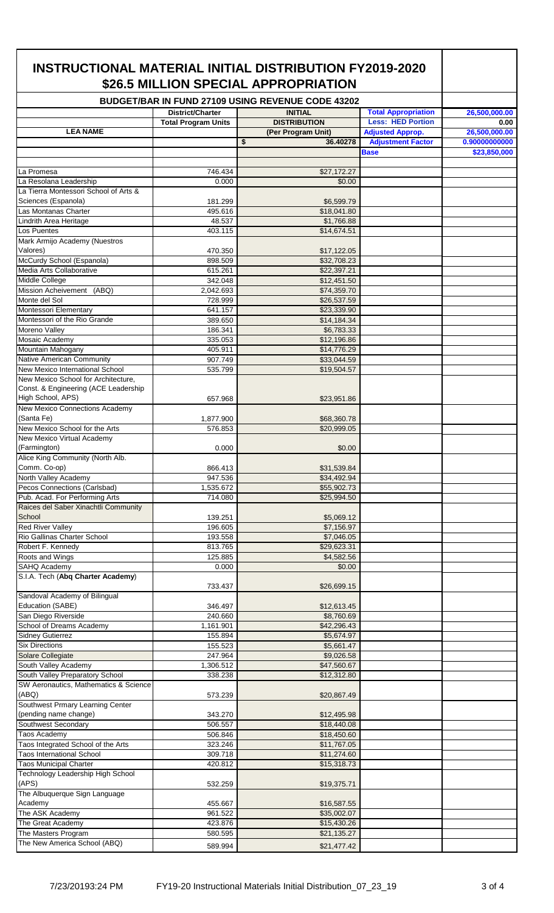# INSTRUCTIONAL MATERIAL INITIAL DISTRIBUTION FY2019-2020
## $26.5 MILLION SPECIAL APPROPRIATION

### BUDGET/BAR IN FUND 27109 USING REVENUE CODE 43202

| LEA NAME | District/Charter Total Program Units | INITIAL DISTRIBUTION (Per Program Unit) | Total Appropriation | 26,500,000.00 |
|---|---|---|---|---|
| | | | Less: HED Portion | 0.00 |
| | | | Adjusted Approp. | 26,500,000.00 |
| | | $ 36.40278 | Adjustment Factor | 0.90000000000 |
| | | | Base | $23,850,000 |
| La Promesa | 746.434 | $27,172.27 | | |
| La Resolana Leadership | 0.000 | $0.00 | | |
| La Tierra Montessori School of Arts & Sciences (Espanola) | 181.299 | $6,599.79 | | |
| Las Montanas Charter | 495.616 | $18,041.80 | | |
| Lindrith Area Heritage | 48.537 | $1,766.88 | | |
| Los Puentes | 403.115 | $14,674.51 | | |
| Mark Armijo Academy (Nuestros Valores) | 470.350 | $17,122.05 | | |
| McCurdy School (Espanola) | 898.509 | $32,708.23 | | |
| Media Arts Collaborative | 615.261 | $22,397.21 | | |
| Middle College | 342.048 | $12,451.50 | | |
| Mission Acheivement (ABQ) | 2,042.693 | $74,359.70 | | |
| Monte del Sol | 728.999 | $26,537.59 | | |
| Montessori Elementary | 641.157 | $23,339.90 | | |
| Montessori of the Rio Grande | 389.650 | $14,184.34 | | |
| Moreno Valley | 186.341 | $6,783.33 | | |
| Mosaic Academy | 335.053 | $12,196.86 | | |
| Mountain Mahogany | 405.911 | $14,776.29 | | |
| Native American Community | 907.749 | $33,044.59 | | |
| New Mexico International School | 535.799 | $19,504.57 | | |
| New Mexico School for Architecture, Const. & Engineering (ACE Leadership High School, APS) | 657.968 | $23,951.86 | | |
| New Mexico Connections Academy (Santa Fe) | 1,877.900 | $68,360.78 | | |
| New Mexico School for the Arts | 576.853 | $20,999.05 | | |
| New Mexico Virtual Academy (Farmington) | 0.000 | $0.00 | | |
| Alice King Community (North Alb. Comm. Co-op) | 866.413 | $31,539.84 | | |
| North Valley Academy | 947.536 | $34,492.94 | | |
| Pecos Connections (Carlsbad) | 1,535.672 | $55,902.73 | | |
| Pub. Acad. For Performing Arts | 714.080 | $25,994.50 | | |
| Raices del Saber Xinachtli Community School | 139.251 | $5,069.12 | | |
| Red River Valley | 196.605 | $7,156.97 | | |
| Rio Gallinas Charter School | 193.558 | $7,046.05 | | |
| Robert F. Kennedy | 813.765 | $29,623.31 | | |
| Roots and Wings | 125.885 | $4,582.56 | | |
| SAHQ Academy | 0.000 | $0.00 | | |
| S.I.A. Tech (**Abq Charter Academy**) | 733.437 | $26,699.15 | | |
| Sandoval Academy of Bilingual Education (SABE) | 346.497 | $12,613.45 | | |
| San Diego Riverside | 240.660 | $8,760.69 | | |
| School of Dreams Academy | 1,161.901 | $42,296.43 | | |
| Sidney Gutierrez | 155.894 | $5,674.97 | | |
| Six Directions | 155.523 | $5,661.47 | | |
| Solare Collegiate | 247.964 | $9,026.58 | | |
| South Valley Academy | 1,306.512 | $47,560.67 | | |
| South Valley Preparatory School | 338.238 | $12,312.80 | | |
| SW Aeronautics, Mathematics & Science (ABQ) | 573.239 | $20,867.49 | | |
| Southwest Prmary Learning Center (pending name change) | 343.270 | $12,495.98 | | |
| Southwest Secondary | 506.557 | $18,440.08 | | |
| Taos Academy | 506.846 | $18,450.60 | | |
| Taos Integrated School of the Arts | 323.246 | $11,767.05 | | |
| Taos International School | 309.718 | $11,274.60 | | |
| Taos Municipal Charter | 420.812 | $15,318.73 | | |
| Technology Leadership High School (APS) | 532.259 | $19,375.71 | | |
| The Albuquerque Sign Language Academy | 455.667 | $16,587.55 | | |
| The ASK Academy | 961.522 | $35,002.07 | | |
| The Great Academy | 423.876 | $15,430.26 | | |
| The Masters Program | 580.595 | $21,135.27 | | |
| The New America School (ABQ) | 589.994 | $21,477.42 | | |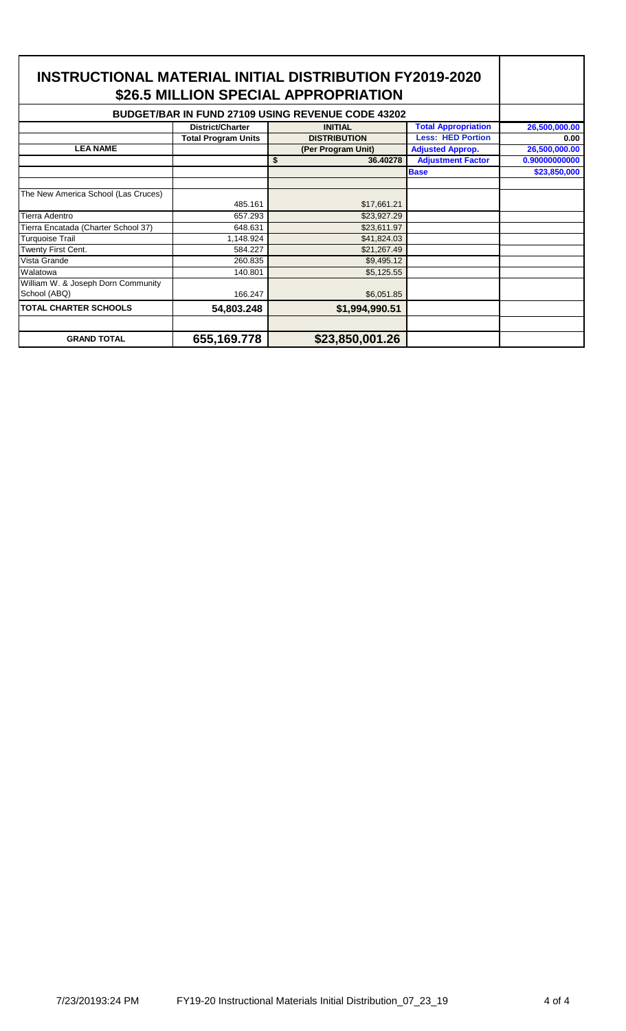# INSTRUCTIONAL MATERIAL INITIAL DISTRIBUTION FY2019-2020
## $26.5 MILLION SPECIAL APPROPRIATION

### BUDGET/BAR IN FUND 27109 USING REVENUE CODE 43202

| LEA NAME | District/Charter Total Program Units | INITIAL DISTRIBUTION (Per Program Unit) | | |
|---|---|---|---|---|
| | | | Total Appropriation | 26,500,000.00 |
| | | | Less: HED Portion | 0.00 |
| | | | Adjusted Approp. | 26,500,000.00 |
| | | $ 36.40278 | Adjustment Factor | 0.90000000000 |
| | | | Base | $23,850,000 |
| The New America School (Las Cruces) | 485.161 | $17,661.21 | | |
| Tierra Adentro | 657.293 | $23,927.29 | | |
| Tierra Encatada (Charter School 37) | 648.631 | $23,611.97 | | |
| Turquoise Trail | 1,148.924 | $41,824.03 | | |
| Twenty First Cent. | 584.227 | $21,267.49 | | |
| Vista Grande | 260.835 | $9,495.12 | | |
| Walatowa | 140.801 | $5,125.55 | | |
| William W. & Joseph Dorn Community School (ABQ) | 166.247 | $6,051.85 | | |
| **TOTAL CHARTER SCHOOLS** | **54,803.248** | **$1,994,990.51** | | |
| **GRAND TOTAL** | **655,169.778** | **$23,850,001.26** | | |

7/23/20193:24 PM FY19-20 Instructional Materials Initial Distribution_07_23_19